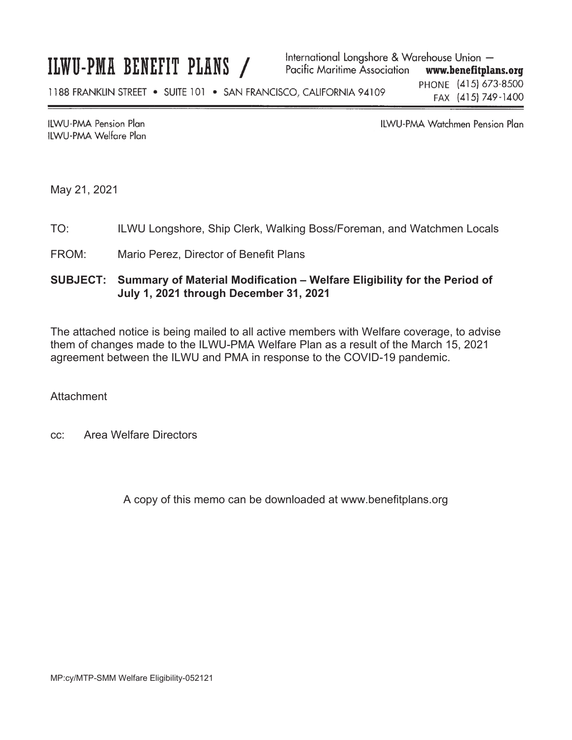# ILWU-PMA BENEFIT PLANS /

International Longshore & Warehouse Union — Pacific Maritime Association **www.benefitplans.org**

1188 FRANKLIN STREET • SUITE 101 • SAN FRANCISCO, CALIFORNIA 94109

PHONE (415) 673-8500
FAX (415) 749-1400

ILWU-PMA Pension Plan
ILWU-PMA Welfare Plan

ILWU-PMA Watchmen Pension Plan

May 21, 2021

TO: ILWU Longshore, Ship Clerk, Walking Boss/Foreman, and Watchmen Locals

FROM: Mario Perez, Director of Benefit Plans

**SUBJECT: Summary of Material Modification – Welfare Eligibility for the Period of July 1, 2021 through December 31, 2021**

The attached notice is being mailed to all active members with Welfare coverage, to advise them of changes made to the ILWU-PMA Welfare Plan as a result of the March 15, 2021 agreement between the ILWU and PMA in response to the COVID-19 pandemic.

Attachment

cc: Area Welfare Directors

A copy of this memo can be downloaded at www.benefitplans.org

MP:cy/MTP-SMM Welfare Eligibility-052121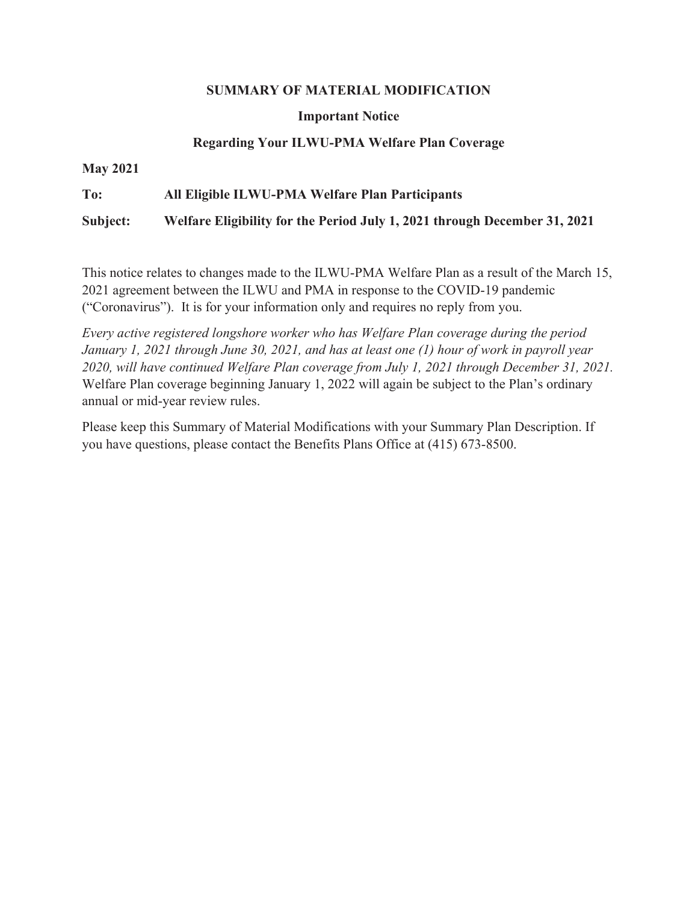**SUMMARY OF MATERIAL MODIFICATION**

**Important Notice**

**Regarding Your ILWU-PMA Welfare Plan Coverage**

**May 2021**

**To:** **All Eligible ILWU-PMA Welfare Plan Participants**

**Subject:** **Welfare Eligibility for the Period July 1, 2021 through December 31, 2021**

This notice relates to changes made to the ILWU-PMA Welfare Plan as a result of the March 15, 2021 agreement between the ILWU and PMA in response to the COVID-19 pandemic ("Coronavirus"). It is for your information only and requires no reply from you.

*Every active registered longshore worker who has Welfare Plan coverage during the period January 1, 2021 through June 30, 2021, and has at least one (1) hour of work in payroll year 2020, will have continued Welfare Plan coverage from July 1, 2021 through December 31, 2021.* Welfare Plan coverage beginning January 1, 2022 will again be subject to the Plan's ordinary annual or mid-year review rules.

Please keep this Summary of Material Modifications with your Summary Plan Description. If you have questions, please contact the Benefits Plans Office at (415) 673-8500.